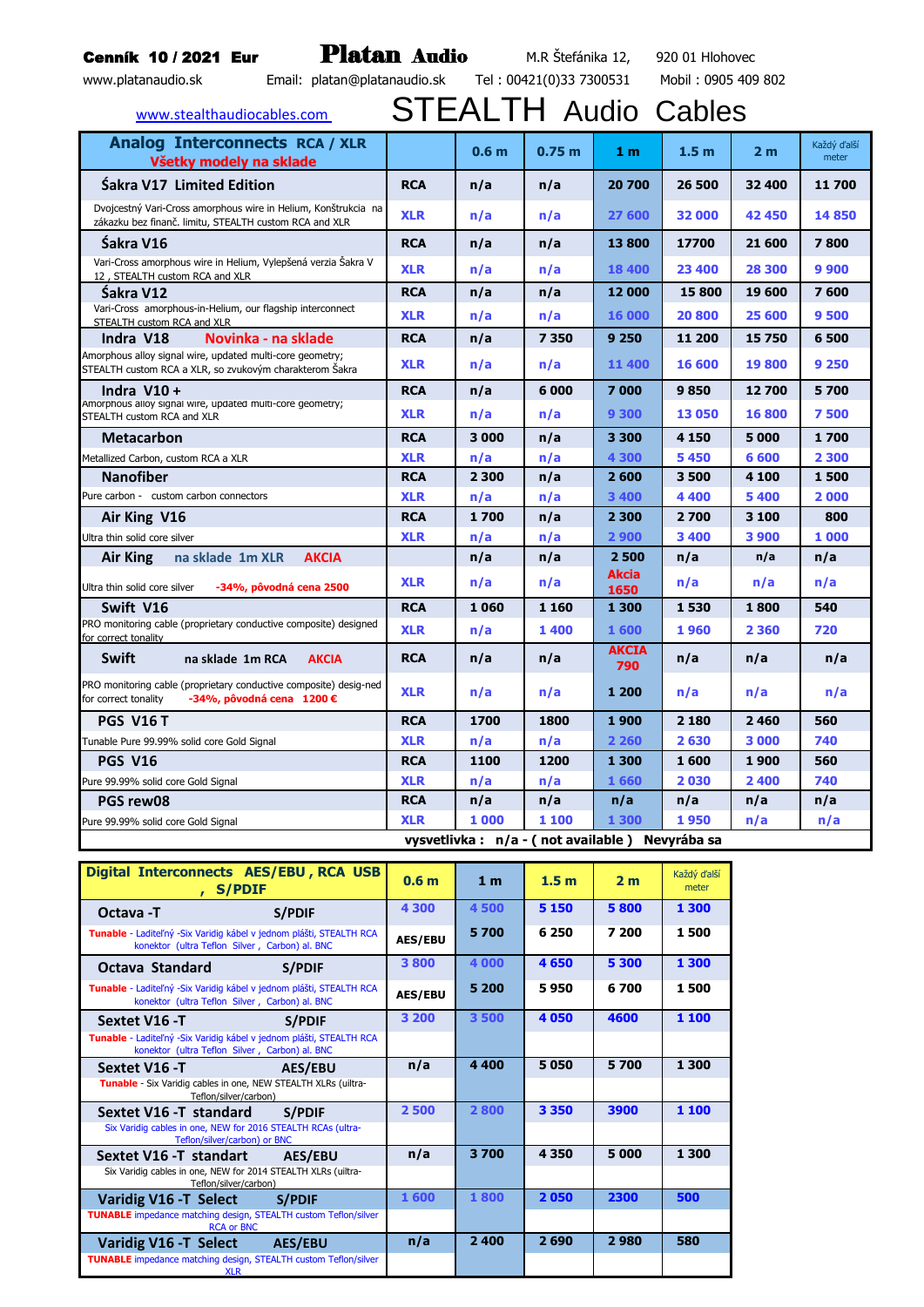**Cenník 10 / 2021 Eur** **Platan Audio** M.R Štefánika 12, 920 01 Hlohovec

www.platanaudio.sk Email: platan@platanaudio.sk Tel : 00421(0)33 7300531 Mobil : 0905 409 802

www.stealthaudiocables.com

# STEALTH Audio Cables

| Analog Interconnects RCA / XLR<br>Všetky modely na sklade | | 0.6 m | 0.75 m | 1 m | 1.5 m | 2 m | Každý ďalší meter |
|---|---|---|---|---|---|---|---|
| **Šakra V17 Limited Edition** | RCA | n/a | n/a | 20 700 | 26 500 | 32 400 | 11 700 |
| Dvojcestný Vari-Cross amorphous wire in Helium, Konštrukcia na zákazku bez finanč. limitu, STEALTH custom RCA and XLR | XLR | n/a | n/a | 27 600 | 32 000 | 42 450 | 14 850 |
| **Šakra V16** | RCA | n/a | n/a | 13 800 | 17700 | 21 600 | 7 800 |
| Vari-Cross amorphous wire in Helium, Vylepšená verzia Šakra V 12 , STEALTH custom RCA and XLR | XLR | n/a | n/a | 18 400 | 23 400 | 28 300 | 9 900 |
| **Šakra V12** | RCA | n/a | n/a | 12 000 | 15 800 | 19 600 | 7 600 |
| Vari-Cross amorphous-in-Helium, our flagship interconnect STEALTH custom RCA and XLR | XLR | n/a | n/a | 16 000 | 20 800 | 25 600 | 9 500 |
| **Indra V18** Novinka - na sklade | RCA | n/a | 7 350 | 9 250 | 11 200 | 15 750 | 6 500 |
| Amorphous alloy signal wire, updated multi-core geometry; STEALTH custom RCA a XLR, so zvukovým charakterom Šakra | XLR | n/a | n/a | 11 400 | 16 600 | 19 800 | 9 250 |
| **Indra V10 +** | RCA | n/a | 6 000 | 7 000 | 9 850 | 12 700 | 5 700 |
| Amorphous alloy signal wire, updated multi-core geometry; STEALTH custom RCA and XLR | XLR | n/a | n/a | 9 300 | 13 050 | 16 800 | 7 500 |
| **Metacarbon** | RCA | 3 000 | n/a | 3 300 | 4 150 | 5 000 | 1 700 |
| Metallized Carbon, custom RCA a XLR | XLR | n/a | n/a | 4 300 | 5 450 | 6 600 | 2 300 |
| **Nanofiber** | RCA | 2 300 | n/a | 2 600 | 3 500 | 4 100 | 1 500 |
| Pure carbon - custom carbon connectors | XLR | n/a | n/a | 3 400 | 4 400 | 5 400 | 2 000 |
| **Air King V16** | RCA | 1 700 | n/a | 2 300 | 2 700 | 3 100 | 800 |
| Ultra thin solid core silver | XLR | n/a | n/a | 2 900 | 3 400 | 3 900 | 1 000 |
| **Air King** na sklade 1m XLR AKCIA | | n/a | n/a | 2 500 | n/a | n/a | n/a |
| Ultra thin solid core silver -34%, pôvodná cena 2500 | XLR | n/a | n/a | Akcia 1650 | n/a | n/a | n/a |
| **Swift V16** | RCA | 1 060 | 1 160 | 1 300 | 1 530 | 1 800 | 540 |
| PRO monitoring cable (proprietary conductive composite) designed for correct tonality | XLR | n/a | 1 400 | 1 600 | 1 960 | 2 360 | 720 |
| **Swift** na sklade 1m RCA AKCIA | RCA | n/a | n/a | AKCIA 790 | n/a | n/a | n/a |
| PRO monitoring cable (proprietary conductive composite) desig-ned for correct tonality -34%, pôvodná cena 1200 € | XLR | n/a | n/a | 1 200 | n/a | n/a | n/a |
| **PGS V16 T** | RCA | 1700 | 1800 | 1 900 | 2 180 | 2 460 | 560 |
| Tunable Pure 99.99% solid core Gold Signal | XLR | n/a | n/a | 2 260 | 2 630 | 3 000 | 740 |
| **PGS V16** | RCA | 1100 | 1200 | 1 300 | 1 600 | 1 900 | 560 |
| Pure 99.99% solid core Gold Signal | XLR | n/a | n/a | 1 660 | 2 030 | 2 400 | 740 |
| **PGS rew08** | RCA | n/a | n/a | n/a | n/a | n/a | n/a |
| Pure 99.99% solid core Gold Signal | XLR | 1 000 | 1 100 | 1 300 | 1 950 | n/a | n/a |

vysvetlivka : n/a - ( not available ) Nevyrába sa

| Digital Interconnects AES/EBU , RCA USB , S/PDIF | 0.6 m | 1 m | 1.5 m | 2 m | Každý ďalší meter |
|---|---|---|---|---|---|
| **Octava -T** S/PDIF | 4 300 | 4 500 | 5 150 | 5 800 | 1 300 |
| Tunable - Laditeľný -Six Varidig kábel v jednom plášti, STEALTH RCA konektor (ultra Teflon Silver , Carbon) al. BNC | AES/EBU | 5 700 | 6 250 | 7 200 | 1 500 |
| **Octava Standard** S/PDIF | 3 800 | 4 000 | 4 650 | 5 300 | 1 300 |
| Tunable - Laditeľný -Six Varidig kábel v jednom plášti, STEALTH RCA konektor (ultra Teflon Silver , Carbon) al. BNC | AES/EBU | 5 200 | 5 950 | 6 700 | 1 500 |
| **Sextet V16 -T** S/PDIF | 3 200 | 3 500 | 4 050 | 4600 | 1 100 |
| Tunable - Laditeľný -Six Varidig kábel v jednom plášti, STEALTH RCA konektor (ultra Teflon Silver , Carbon) al. BNC | | | | | |
| **Sextet V16 -T** AES/EBU | n/a | 4 400 | 5 050 | 5 700 | 1 300 |
| Tunable - Six Varidig cables in one, NEW STEALTH XLRs (uiltra-Teflon/silver/carbon) | | | | | |
| **Sextet V16 -T standard** S/PDIF | 2 500 | 2 800 | 3 350 | 3900 | 1 100 |
| Six Varidig cables in one, NEW for 2016 STEALTH RCAs (ultra-Teflon/silver/carbon) or BNC | | | | | |
| **Sextet V16 -T standart** AES/EBU | n/a | 3 700 | 4 350 | 5 000 | 1 300 |
| Six Varidig cables in one, NEW for 2014 STEALTH XLRs (uiltra-Teflon/silver/carbon) | | | | | |
| **Varidig V16 -T Select** S/PDIF | 1 600 | 1 800 | 2 050 | 2300 | 500 |
| TUNABLE impedance matching design, STEALTH custom Teflon/silver RCA or BNC | | | | | |
| **Varidig V16 -T Select** AES/EBU | n/a | 2 400 | 2 690 | 2 980 | 580 |
| TUNABLE impedance matching design, STEALTH custom Teflon/silver XLR | | | | | |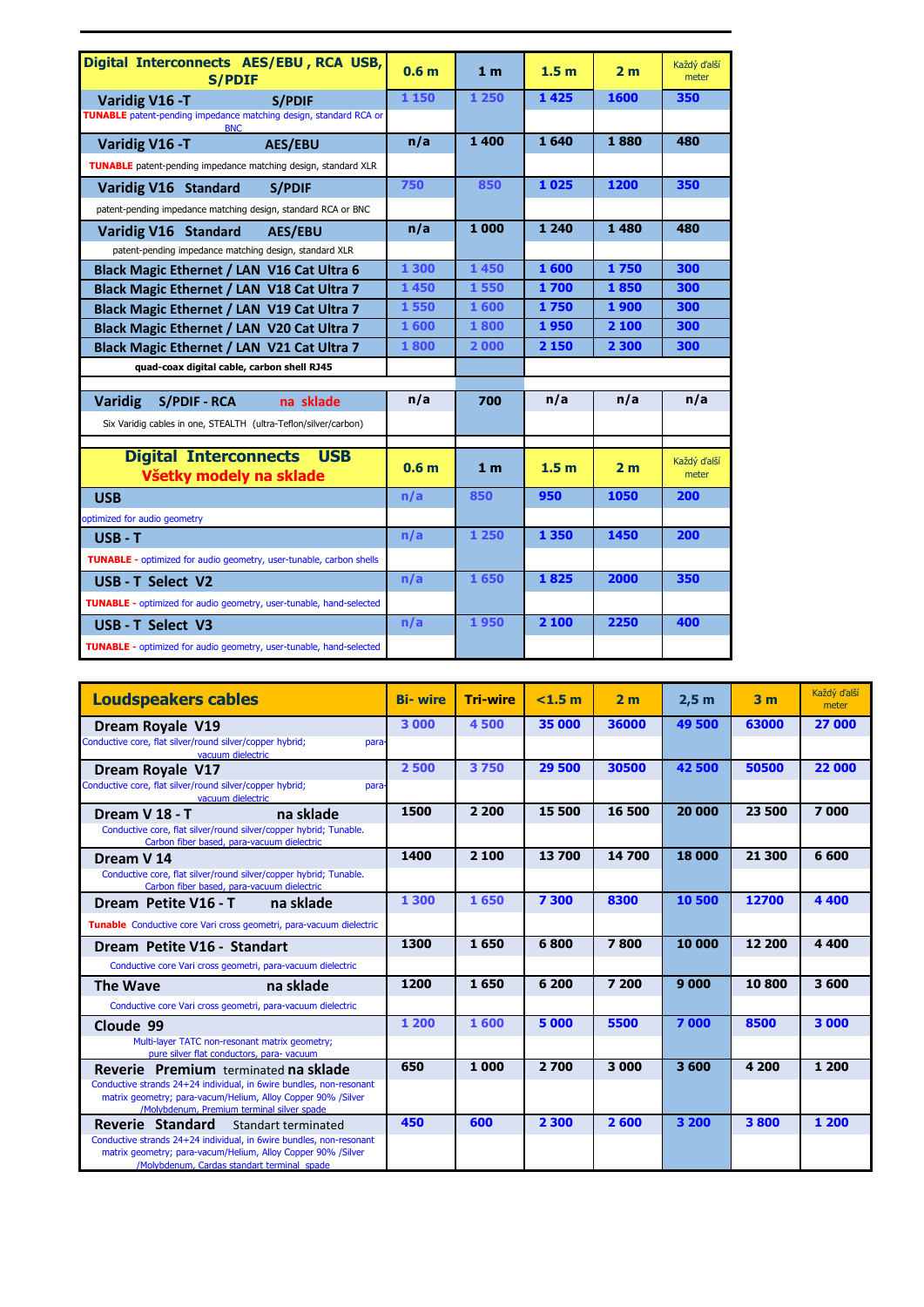| Digital Interconnects AES/EBU , RCA USB, S/PDIF | 0.6 m | 1 m | 1.5 m | 2 m | Každý ďalší meter |
|---|---|---|---|---|---|
| **Varidig V16 -T S/PDIF**<br>**TUNABLE** patent-pending impedance matching design, standard RCA or BNC | 1 150 | 1 250 | 1 425 | 1600 | 350 |
| **Varidig V16 -T AES/EBU**<br>**TUNABLE** patent-pending impedance matching design, standard XLR | n/a | 1 400 | 1 640 | 1 880 | 480 |
| **Varidig V16 Standard S/PDIF**<br>patent-pending impedance matching design, standard RCA or BNC | 750 | 850 | 1 025 | 1200 | 350 |
| **Varidig V16 Standard AES/EBU**<br>patent-pending impedance matching design, standard XLR | n/a | 1 000 | 1 240 | 1 480 | 480 |
| **Black Magic Ethernet / LAN V16 Cat Ultra 6** | 1 300 | 1 450 | 1 600 | 1 750 | 300 |
| **Black Magic Ethernet / LAN V18 Cat Ultra 7** | 1 450 | 1 550 | 1 700 | 1 850 | 300 |
| **Black Magic Ethernet / LAN V19 Cat Ultra 7** | 1 550 | 1 600 | 1 750 | 1 900 | 300 |
| **Black Magic Ethernet / LAN V20 Cat Ultra 7** | 1 600 | 1 800 | 1 950 | 2 100 | 300 |
| **Black Magic Ethernet / LAN V21 Cat Ultra 7** | 1 800 | 2 000 | 2 150 | 2 300 | 300 |
| quad-coax digital cable, carbon shell RJ45 | | | | | |
| | | | | | |
| **Varidig S/PDIF - RCA na sklade**<br>Six Varidig cables in one, STEALTH (ultra-Teflon/silver/carbon) | n/a | 700 | n/a | n/a | n/a |

| Digital Interconnects USB<br>Všetky modely na sklade | 0.6 m | 1 m | 1.5 m | 2 m | Každý ďalší meter |
|---|---|---|---|---|---|
| **USB**<br>optimized for audio geometry | n/a | 850 | 950 | 1050 | 200 |
| **USB - T**<br>**TUNABLE** - optimized for audio geometry, user-tunable, carbon shells | n/a | 1 250 | 1 350 | 1450 | 200 |
| **USB - T Select V2**<br>**TUNABLE** - optimized for audio geometry, user-tunable, hand-selected | n/a | 1 650 | 1 825 | 2000 | 350 |
| **USB - T Select V3**<br>**TUNABLE** - optimized for audio geometry, user-tunable, hand-selected | n/a | 1 950 | 2 100 | 2250 | 400 |

| Loudspeakers cables | Bi- wire | Tri-wire | <1.5 m | 2 m | 2,5 m | 3 m | Každý ďalší meter |
|---|---|---|---|---|---|---|---|
| **Dream Royale V19**<br>Conductive core, flat silver/round silver/copper hybrid; para-vacuum dielectric | 3 000 | 4 500 | 35 000 | 36000 | 49 500 | 63000 | 27 000 |
| **Dream Royale V17**<br>Conductive core, flat silver/round silver/copper hybrid; para-vacuum dielectric | 2 500 | 3 750 | 29 500 | 30500 | 42 500 | 50500 | 22 000 |
| **Dream V 18 - T na sklade**<br>Conductive core, flat silver/round silver/copper hybrid; Tunable. Carbon fiber based, para-vacuum dielectric | 1500 | 2 200 | 15 500 | 16 500 | 20 000 | 23 500 | 7 000 |
| **Dream V 14**<br>Conductive core, flat silver/round silver/copper hybrid; Tunable. Carbon fiber based, para-vacuum dielectric | 1400 | 2 100 | 13 700 | 14 700 | 18 000 | 21 300 | 6 600 |
| **Dream Petite V16 - T na sklade**<br>**Tunable** Conductive core Vari cross geometri, para-vacuum dielectric | 1 300 | 1 650 | 7 300 | 8300 | 10 500 | 12700 | 4 400 |
| **Dream Petite V16 - Standart**<br>Conductive core Vari cross geometri, para-vacuum dielectric | 1300 | 1 650 | 6 800 | 7 800 | 10 000 | 12 200 | 4 400 |
| **The Wave na sklade**<br>Conductive core Vari cross geometri, para-vacuum dielectric | 1200 | 1 650 | 6 200 | 7 200 | 9 000 | 10 800 | 3 600 |
| **Cloude 99**<br>Multi-layer TATC non-resonant matrix geometry; pure silver flat conductors, para- vacuum | 1 200 | 1 600 | 5 000 | 5500 | 7 000 | 8500 | 3 000 |
| **Reverie Premium** terminated **na sklade**<br>Conductive strands 24+24 individual, in 6wire bundles, non-resonant matrix geometry; para-vacum/Helium, Alloy Copper 90% /Silver /Molybdenum, Premium terminal silver spade | 650 | 1 000 | 2 700 | 3 000 | 3 600 | 4 200 | 1 200 |
| **Reverie Standard** Standart terminated<br>Conductive strands 24+24 individual, in 6wire bundles, non-resonant matrix geometry; para-vacum/Helium, Alloy Copper 90% /Silver /Molybdenum, Cardas standart terminal spade | 450 | 600 | 2 300 | 2 600 | 3 200 | 3 800 | 1 200 |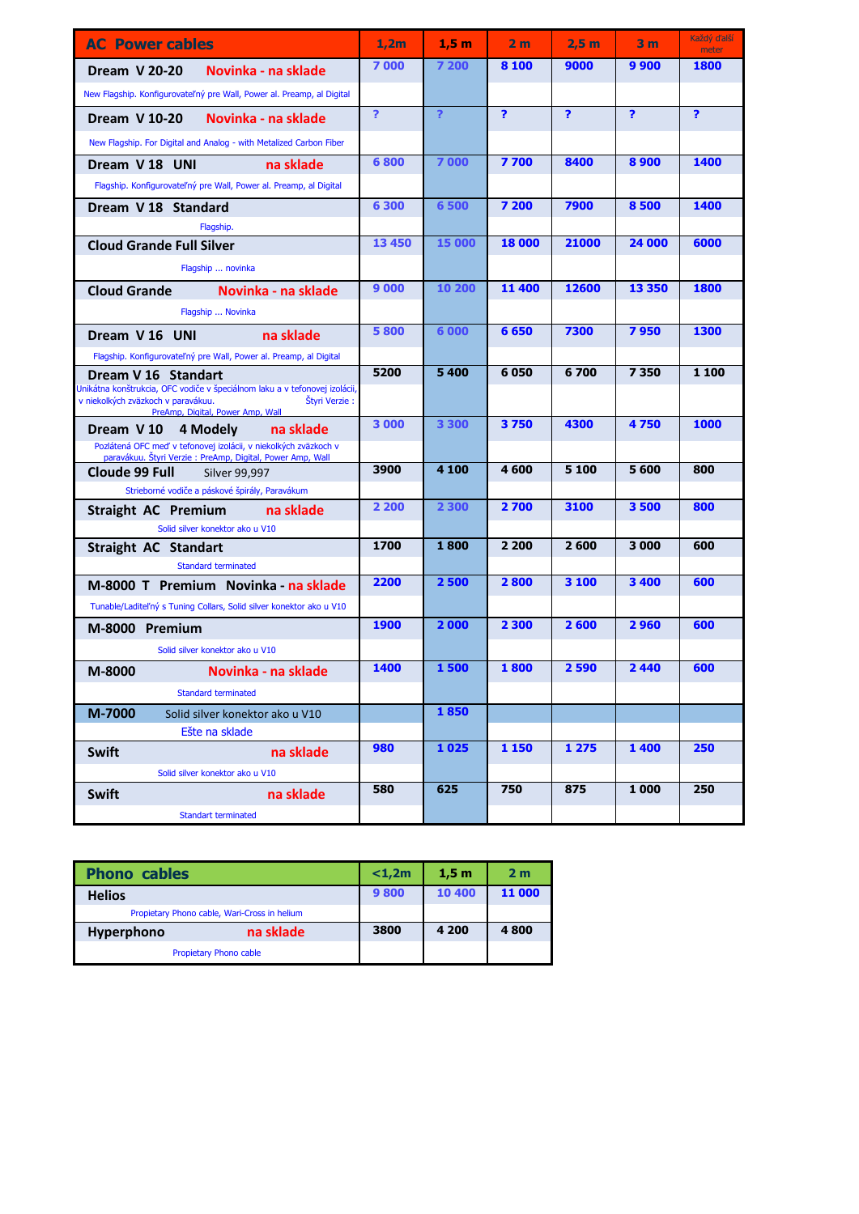| AC Power cables | 1,2m | 1,5 m | 2 m | 2,5 m | 3 m | Každý ďalší meter |
|---|---|---|---|---|---|---|
| **Dream V 20-20** Novinka - na sklade | 7 000 | 7 200 | 8 100 | 9000 | 9 900 | 1800 |
| New Flagship. Konfigurovateľný pre Wall, Power al. Preamp, al Digital | | | | | | |
| **Dream V 10-20** Novinka - na sklade | ? | ? | ? | ? | ? | ? |
| New Flagship. For Digital and Analog - with Metalized Carbon Fiber | | | | | | |
| **Dream V 18 UNI** na sklade | 6 800 | 7 000 | 7 700 | 8400 | 8 900 | 1400 |
| Flagship. Konfigurovateľný pre Wall, Power al. Preamp, al Digital | | | | | | |
| **Dream V 18 Standard** | 6 300 | 6 500 | 7 200 | 7900 | 8 500 | 1400 |
| Flagship. | | | | | | |
| **Cloud Grande Full Silver** | 13 450 | 15 000 | 18 000 | 21000 | 24 000 | 6000 |
| Flagship ... novinka | | | | | | |
| **Cloud Grande** Novinka - na sklade | 9 000 | 10 200 | 11 400 | 12600 | 13 350 | 1800 |
| Flagship ... Novinka | | | | | | |
| **Dream V 16 UNI** na sklade | 5 800 | 6 000 | 6 650 | 7300 | 7 950 | 1300 |
| Flagship. Konfigurovateľný pre Wall, Power al. Preamp, al Digital | | | | | | |
| **Dream V 16 Standart** | 5200 | 5 400 | 6 050 | 6 700 | 7 350 | 1 100 |
| Unikátna konštrukcia, OFC vodiče v špeciálnom laku a v tefonovej izolácii, v niekolkých zväzkoch v paravákuu. Štyri Verzie : PreAmp, Digital, Power Amp, Wall | | | | | | |
| **Dream V 10 4 Modely** na sklade | 3 000 | 3 300 | 3 750 | 4300 | 4 750 | 1000 |
| Pozlátená OFC meď v tefonovej izolácii, v niekolkých zväzkoch v paravákuu. Štyri Verzie : PreAmp, Digital, Power Amp, Wall | | | | | | |
| **Cloude 99 Full** Silver 99,997 | 3900 | 4 100 | 4 600 | 5 100 | 5 600 | 800 |
| Strieborné vodiče a páskové špirály, Paravákum | | | | | | |
| **Straight AC Premium** na sklade | 2 200 | 2 300 | 2 700 | 3100 | 3 500 | 800 |
| Solid silver konektor ako u V10 | | | | | | |
| **Straight AC Standart** | 1700 | 1 800 | 2 200 | 2 600 | 3 000 | 600 |
| Standard terminated | | | | | | |
| **M-8000 T Premium** Novinka - na sklade | 2200 | 2 500 | 2 800 | 3 100 | 3 400 | 600 |
| Tunable/Laditeľný s Tuning Collars, Solid silver konektor ako u V10 | | | | | | |
| **M-8000 Premium** | 1900 | 2 000 | 2 300 | 2 600 | 2 960 | 600 |
| Solid silver konektor ako u V10 | | | | | | |
| **M-8000** Novinka - na sklade | 1400 | 1 500 | 1 800 | 2 590 | 2 440 | 600 |
| Standard terminated | | | | | | |
| **M-7000** Solid silver konektor ako u V10 | | 1 850 | | | | |
| Ešte na sklade | | | | | | |
| **Swift** na sklade | 980 | 1 025 | 1 150 | 1 275 | 1 400 | 250 |
| Solid silver konektor ako u V10 | | | | | | |
| **Swift** na sklade | 580 | 625 | 750 | 875 | 1 000 | 250 |
| Standart terminated | | | | | | |

| Phono cables | <1,2m | 1,5 m | 2 m |
|---|---|---|---|
| **Helios** | 9 800 | 10 400 | 11 000 |
| Propietary Phono cable, Wari-Cross in helium | | | |
| **Hyperphono** na sklade | 3800 | 4 200 | 4 800 |
| Propietary Phono cable | | | |